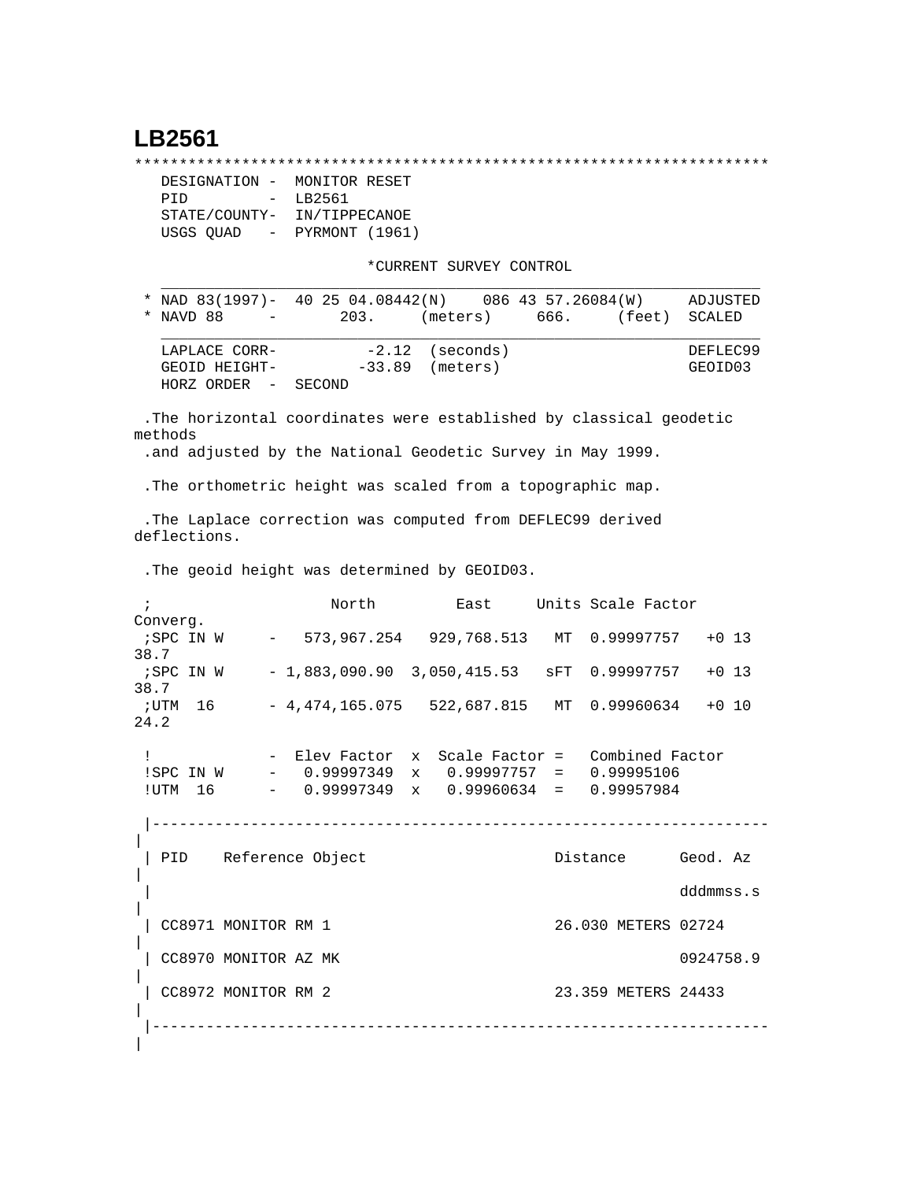# LB2561

```
*********************************************************************
   DESIGNATION -  MONITOR RESET
   PID         -  LB2561
   STATE/COUNTY-  IN/TIPPECANOE
   USGS QUAD   -  PYRMONT (1961)

                          *CURRENT SURVEY CONTROL
   ___________________________________________________________________
 * NAD 83(1997)-  40 25 04.08442(N)    086 43 57.26084(W)     ADJUSTED
 * NAVD 88     -       203.     (meters)     666.     (feet)  SCALED
   ___________________________________________________________________
   LAPLACE CORR-          -2.12  (seconds)                    DEFLEC99
   GEOID HEIGHT-         -33.89  (meters)                     GEOID03
   HORZ ORDER  -  SECOND

 .The horizontal coordinates were established by classical geodetic
methods
 .and adjusted by the National Geodetic Survey in May 1999.

 .The orthometric height was scaled from a topographic map.

 .The Laplace correction was computed from DEFLEC99 derived
deflections.

 .The geoid height was determined by GEOID03.

 ;                   North         East     Units Scale Factor
Converg.
 ;SPC IN W     -   573,967.254   929,768.513   MT  0.99997757   +0 13
38.7
 ;SPC IN W     - 1,883,090.90  3,050,415.53   sFT  0.99997757   +0 13
38.7
 ;UTM  16      - 4,474,165.075   522,687.815   MT  0.99960634   +0 10
24.2

 !             -  Elev Factor  x  Scale Factor =   Combined Factor
 !SPC IN W     -   0.99997349  x   0.99997757  =   0.99995106
 !UTM  16      -   0.99997349  x   0.99960634  =   0.99957984

 |-------------------------------------------------------------------
|
 | PID    Reference Object                     Distance      Geod. Az
|
 |                                                           dddmmss.s
|
 | CC8971 MONITOR RM 1                         26.030 METERS 02724
|
 | CC8970 MONITOR AZ MK                                      0924758.9
|
 | CC8972 MONITOR RM 2                         23.359 METERS 24433
|
 |-------------------------------------------------------------------
|
```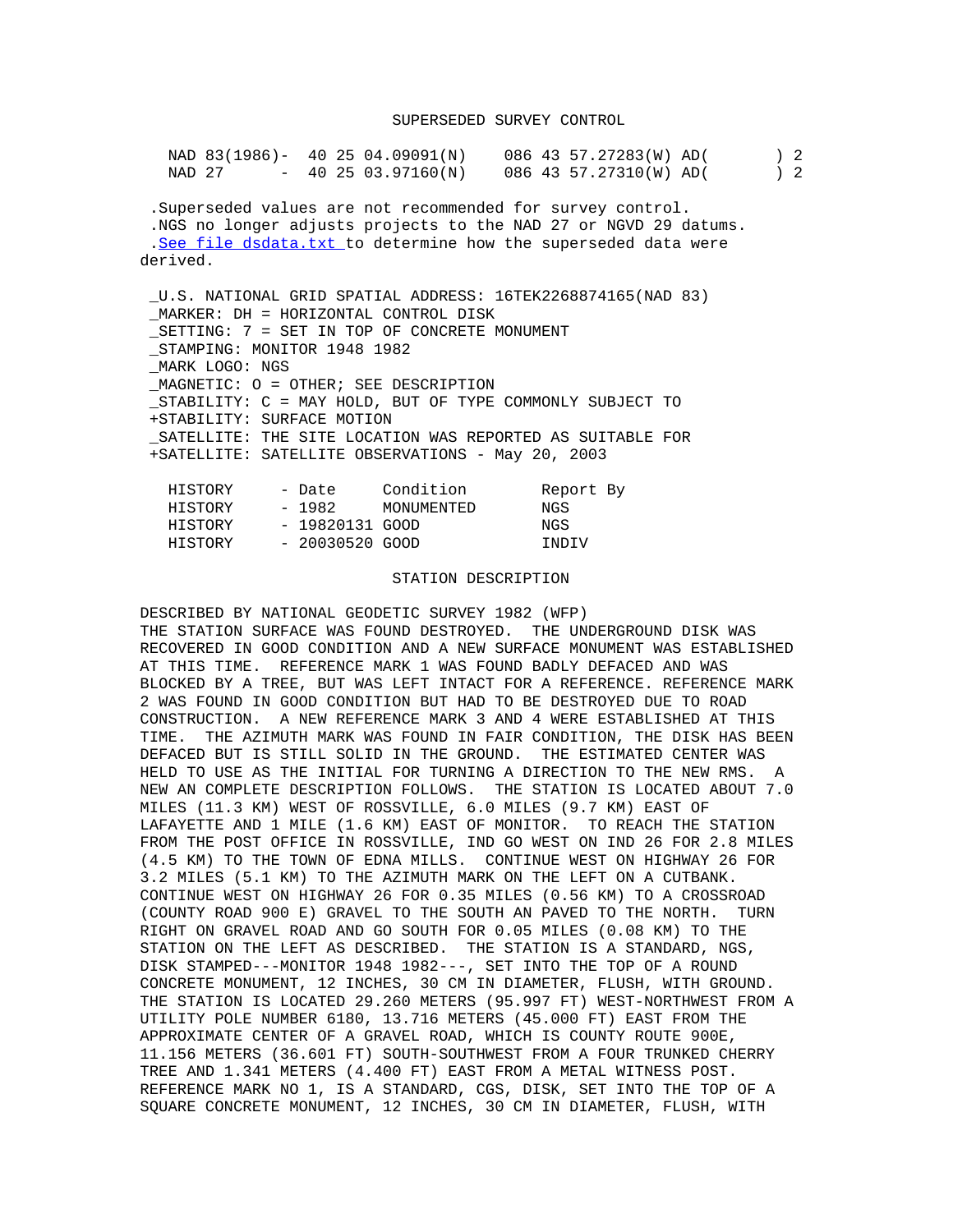## SUPERSEDED SURVEY CONTROL

```
NAD 83(1986)-  40 25 04.09091(N)    086 43 57.27283(W) AD(        ) 2
NAD 27      -  40 25 03.97160(N)    086 43 57.27310(W) AD(        ) 2
```

.Superseded values are not recommended for survey control.
.NGS no longer adjusts projects to the NAD 27 or NGVD 29 datums.
.See file dsdata.txt to determine how the superseded data were derived.

```
_U.S. NATIONAL GRID SPATIAL ADDRESS: 16TEK2268874165(NAD 83)
_MARKER: DH = HORIZONTAL CONTROL DISK
_SETTING: 7 = SET IN TOP OF CONCRETE MONUMENT
_STAMPING: MONITOR 1948 1982
_MARK LOGO: NGS
_MAGNETIC: O = OTHER; SEE DESCRIPTION
_STABILITY: C = MAY HOLD, BUT OF TYPE COMMONLY SUBJECT TO
+STABILITY: SURFACE MOTION
_SATELLITE: THE SITE LOCATION WAS REPORTED AS SUITABLE FOR
+SATELLITE: SATELLITE OBSERVATIONS - May 20, 2003
```

| HISTORY | - Date | Condition | Report By |
|---|---|---|---|
| HISTORY | - 1982 | MONUMENTED | NGS |
| HISTORY | - 19820131 | GOOD | NGS |
| HISTORY | - 20030520 | GOOD | INDIV |

## STATION DESCRIPTION

DESCRIBED BY NATIONAL GEODETIC SURVEY 1982 (WFP)
THE STATION SURFACE WAS FOUND DESTROYED. THE UNDERGROUND DISK WAS RECOVERED IN GOOD CONDITION AND A NEW SURFACE MONUMENT WAS ESTABLISHED AT THIS TIME. REFERENCE MARK 1 WAS FOUND BADLY DEFACED AND WAS BLOCKED BY A TREE, BUT WAS LEFT INTACT FOR A REFERENCE. REFERENCE MARK 2 WAS FOUND IN GOOD CONDITION BUT HAD TO BE DESTROYED DUE TO ROAD CONSTRUCTION. A NEW REFERENCE MARK 3 AND 4 WERE ESTABLISHED AT THIS TIME. THE AZIMUTH MARK WAS FOUND IN FAIR CONDITION, THE DISK HAS BEEN DEFACED BUT IS STILL SOLID IN THE GROUND. THE ESTIMATED CENTER WAS HELD TO USE AS THE INITIAL FOR TURNING A DIRECTION TO THE NEW RMS. A NEW AN COMPLETE DESCRIPTION FOLLOWS. THE STATION IS LOCATED ABOUT 7.0 MILES (11.3 KM) WEST OF ROSSVILLE, 6.0 MILES (9.7 KM) EAST OF LAFAYETTE AND 1 MILE (1.6 KM) EAST OF MONITOR. TO REACH THE STATION FROM THE POST OFFICE IN ROSSVILLE, IND GO WEST ON IND 26 FOR 2.8 MILES (4.5 KM) TO THE TOWN OF EDNA MILLS. CONTINUE WEST ON HIGHWAY 26 FOR 3.2 MILES (5.1 KM) TO THE AZIMUTH MARK ON THE LEFT ON A CUTBANK. CONTINUE WEST ON HIGHWAY 26 FOR 0.35 MILES (0.56 KM) TO A CROSSROAD (COUNTY ROAD 900 E) GRAVEL TO THE SOUTH AN PAVED TO THE NORTH. TURN RIGHT ON GRAVEL ROAD AND GO SOUTH FOR 0.05 MILES (0.08 KM) TO THE STATION ON THE LEFT AS DESCRIBED. THE STATION IS A STANDARD, NGS, DISK STAMPED---MONITOR 1948 1982---, SET INTO THE TOP OF A ROUND CONCRETE MONUMENT, 12 INCHES, 30 CM IN DIAMETER, FLUSH, WITH GROUND. THE STATION IS LOCATED 29.260 METERS (95.997 FT) WEST-NORTHWEST FROM A UTILITY POLE NUMBER 6180, 13.716 METERS (45.000 FT) EAST FROM THE APPROXIMATE CENTER OF A GRAVEL ROAD, WHICH IS COUNTY ROUTE 900E, 11.156 METERS (36.601 FT) SOUTH-SOUTHWEST FROM A FOUR TRUNKED CHERRY TREE AND 1.341 METERS (4.400 FT) EAST FROM A METAL WITNESS POST. REFERENCE MARK NO 1, IS A STANDARD, CGS, DISK, SET INTO THE TOP OF A SQUARE CONCRETE MONUMENT, 12 INCHES, 30 CM IN DIAMETER, FLUSH, WITH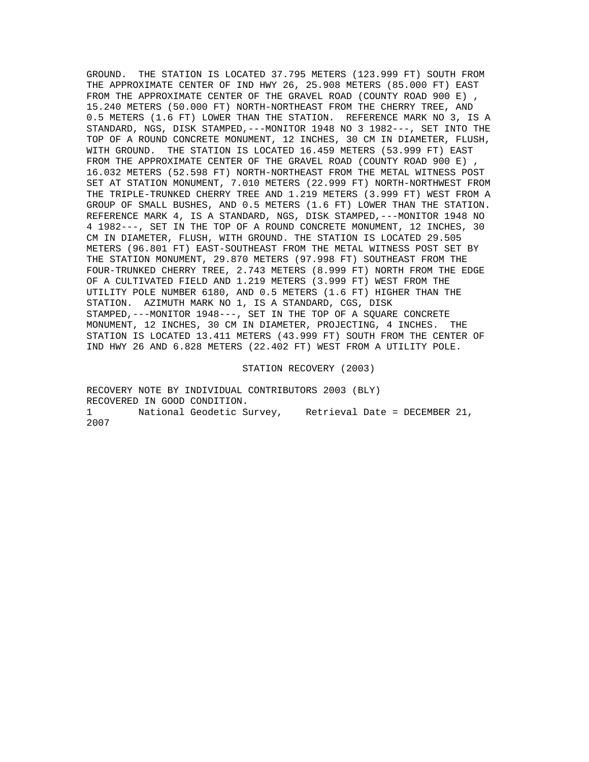GROUND. THE STATION IS LOCATED 37.795 METERS (123.999 FT) SOUTH FROM THE APPROXIMATE CENTER OF IND HWY 26, 25.908 METERS (85.000 FT) EAST FROM THE APPROXIMATE CENTER OF THE GRAVEL ROAD (COUNTY ROAD 900 E) , 15.240 METERS (50.000 FT) NORTH-NORTHEAST FROM THE CHERRY TREE, AND 0.5 METERS (1.6 FT) LOWER THAN THE STATION. REFERENCE MARK NO 3, IS A STANDARD, NGS, DISK STAMPED,---MONITOR 1948 NO 3 1982---, SET INTO THE TOP OF A ROUND CONCRETE MONUMENT, 12 INCHES, 30 CM IN DIAMETER, FLUSH, WITH GROUND. THE STATION IS LOCATED 16.459 METERS (53.999 FT) EAST FROM THE APPROXIMATE CENTER OF THE GRAVEL ROAD (COUNTY ROAD 900 E) , 16.032 METERS (52.598 FT) NORTH-NORTHEAST FROM THE METAL WITNESS POST SET AT STATION MONUMENT, 7.010 METERS (22.999 FT) NORTH-NORTHWEST FROM THE TRIPLE-TRUNKED CHERRY TREE AND 1.219 METERS (3.999 FT) WEST FROM A GROUP OF SMALL BUSHES, AND 0.5 METERS (1.6 FT) LOWER THAN THE STATION. REFERENCE MARK 4, IS A STANDARD, NGS, DISK STAMPED,---MONITOR 1948 NO 4 1982---, SET IN THE TOP OF A ROUND CONCRETE MONUMENT, 12 INCHES, 30 CM IN DIAMETER, FLUSH, WITH GROUND. THE STATION IS LOCATED 29.505 METERS (96.801 FT) EAST-SOUTHEAST FROM THE METAL WITNESS POST SET BY THE STATION MONUMENT, 29.870 METERS (97.998 FT) SOUTHEAST FROM THE FOUR-TRUNKED CHERRY TREE, 2.743 METERS (8.999 FT) NORTH FROM THE EDGE OF A CULTIVATED FIELD AND 1.219 METERS (3.999 FT) WEST FROM THE UTILITY POLE NUMBER 6180, AND 0.5 METERS (1.6 FT) HIGHER THAN THE STATION. AZIMUTH MARK NO 1, IS A STANDARD, CGS, DISK STAMPED,---MONITOR 1948---, SET IN THE TOP OF A SQUARE CONCRETE MONUMENT, 12 INCHES, 30 CM IN DIAMETER, PROJECTING, 4 INCHES. THE STATION IS LOCATED 13.411 METERS (43.999 FT) SOUTH FROM THE CENTER OF IND HWY 26 AND 6.828 METERS (22.402 FT) WEST FROM A UTILITY POLE.

## STATION RECOVERY (2003)

RECOVERY NOTE BY INDIVIDUAL CONTRIBUTORS 2003 (BLY)
RECOVERED IN GOOD CONDITION.

1 National Geodetic Survey, Retrieval Date = DECEMBER 21, 2007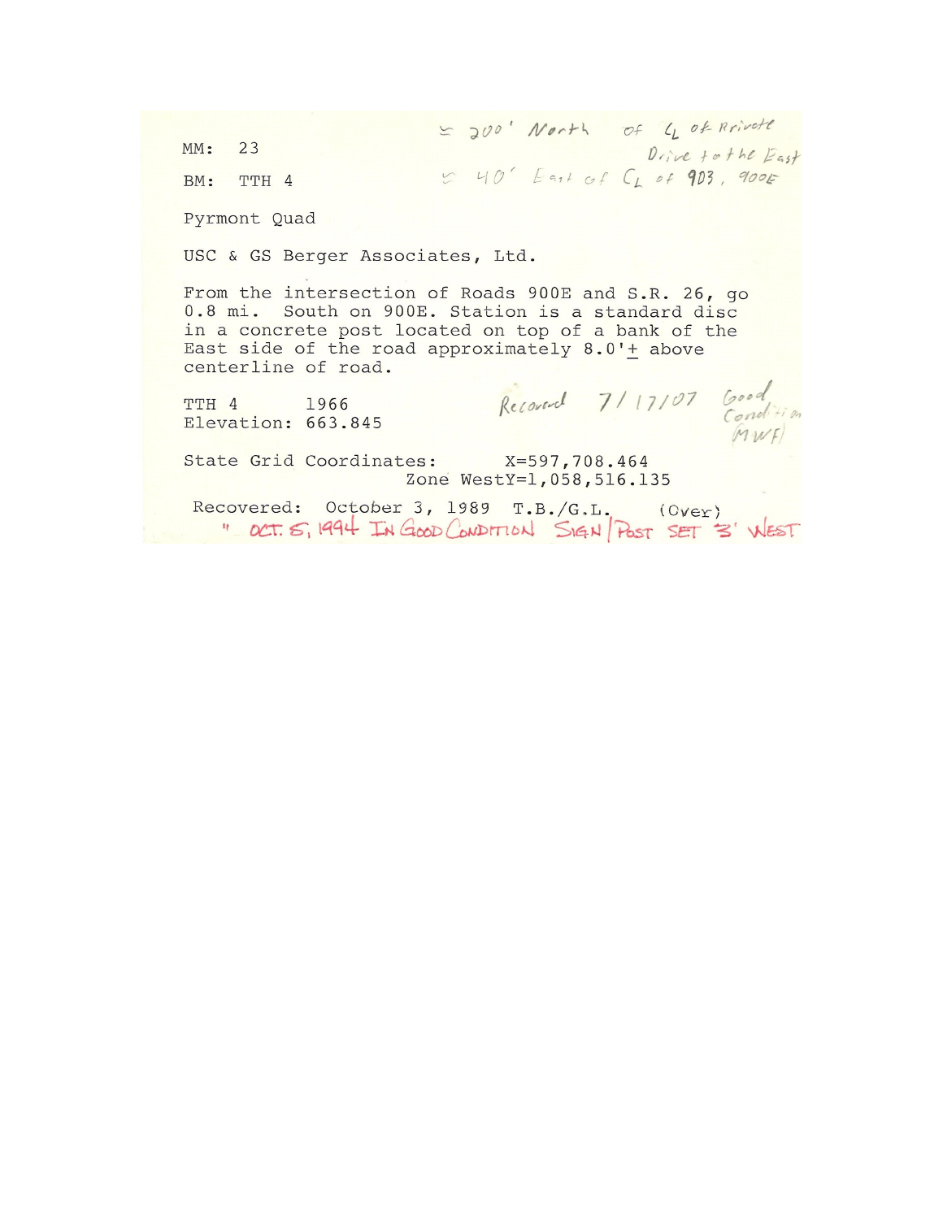MM: 23 ≃ 200' North of $C_L$ of Private Drive to the East

BM: TTH 4 ≃ 40' East of $C_L$ of 903, 900E

Pyrmont Quad

USC & GS Berger Associates, Ltd.

From the intersection of Roads 900E and S.R. 26, go 0.8 mi. South on 900E. Station is a standard disc in a concrete post located on top of a bank of the East side of the road approximately 8.0'± above centerline of road.

TTH 4 1966
Elevation: 663.845

Recovered 7/17/07 Good Condition (MWF)

State Grid Coordinates: X=597,708.464
Zone WestY=1,058,516.135

Recovered: October 3, 1989 T.B./G.L. (Over)

" OCT. 5, 1994 IN GOOD CONDITION SIGN/POST SET 3' WEST